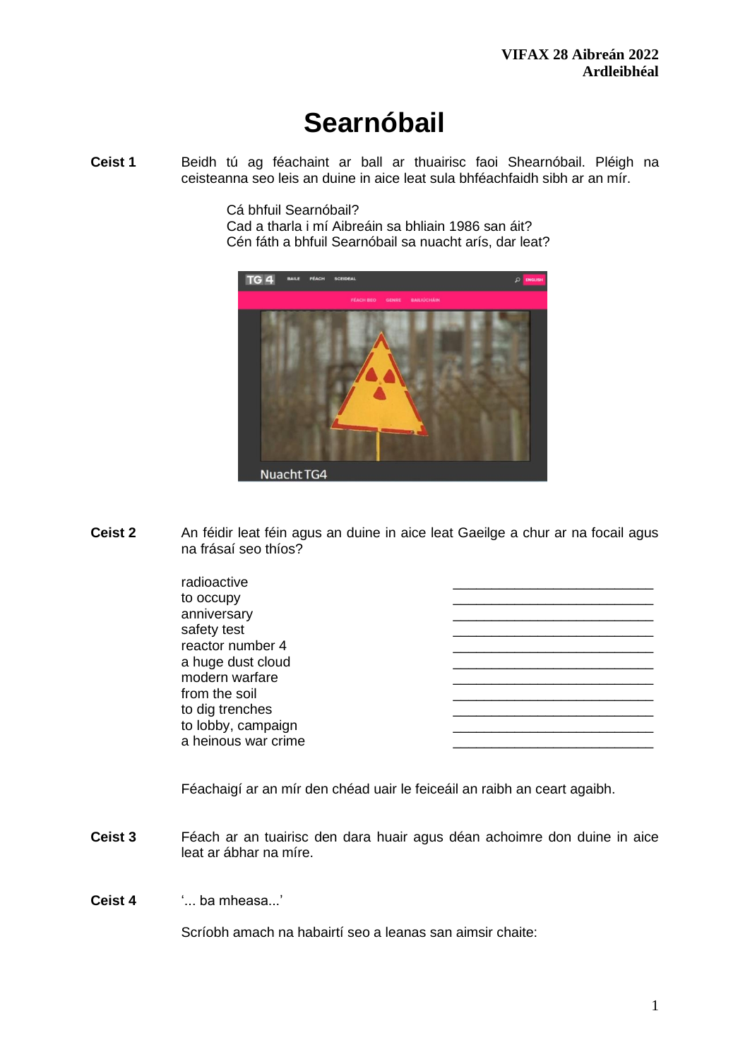**VIFAX 28 Aibreán 2022**
**Ardleibhéal**

# Searnóbail

**Ceist 1** Beidh tú ag féachaint ar ball ar thuairisc faoi Shearnóbail. Pléigh na ceisteanna seo leis an duine in aice leat sula bhféachfaidh sibh ar an mír.

Cá bhfuil Searnóbail?
Cad a tharla i mí Aibreáin sa bhliain 1986 san áit?
Cén fáth a bhfuil Searnóbail sa nuacht arís, dar leat?

**Ceist 2** An féidir leat féin agus an duine in aice leat Gaeilge a chur ar na focail agus na frásaí seo thíos?

| | |
|---|---|
| radioactive | ______________________ |
| to occupy | ______________________ |
| anniversary | ______________________ |
| safety test | ______________________ |
| reactor number 4 | ______________________ |
| a huge dust cloud | ______________________ |
| modern warfare | ______________________ |
| from the soil | ______________________ |
| to dig trenches | ______________________ |
| to lobby, campaign | ______________________ |
| a heinous war crime | ______________________ |

Féachaigí ar an mír den chéad uair le feiceáil an raibh an ceart agaibh.

**Ceist 3** Féach ar an tuairisc den dara huair agus déan achoimre don duine in aice leat ar ábhar na míre.

**Ceist 4** '... ba mheasa...'

Scríobh amach na habairtí seo a leanas san aimsir chaite: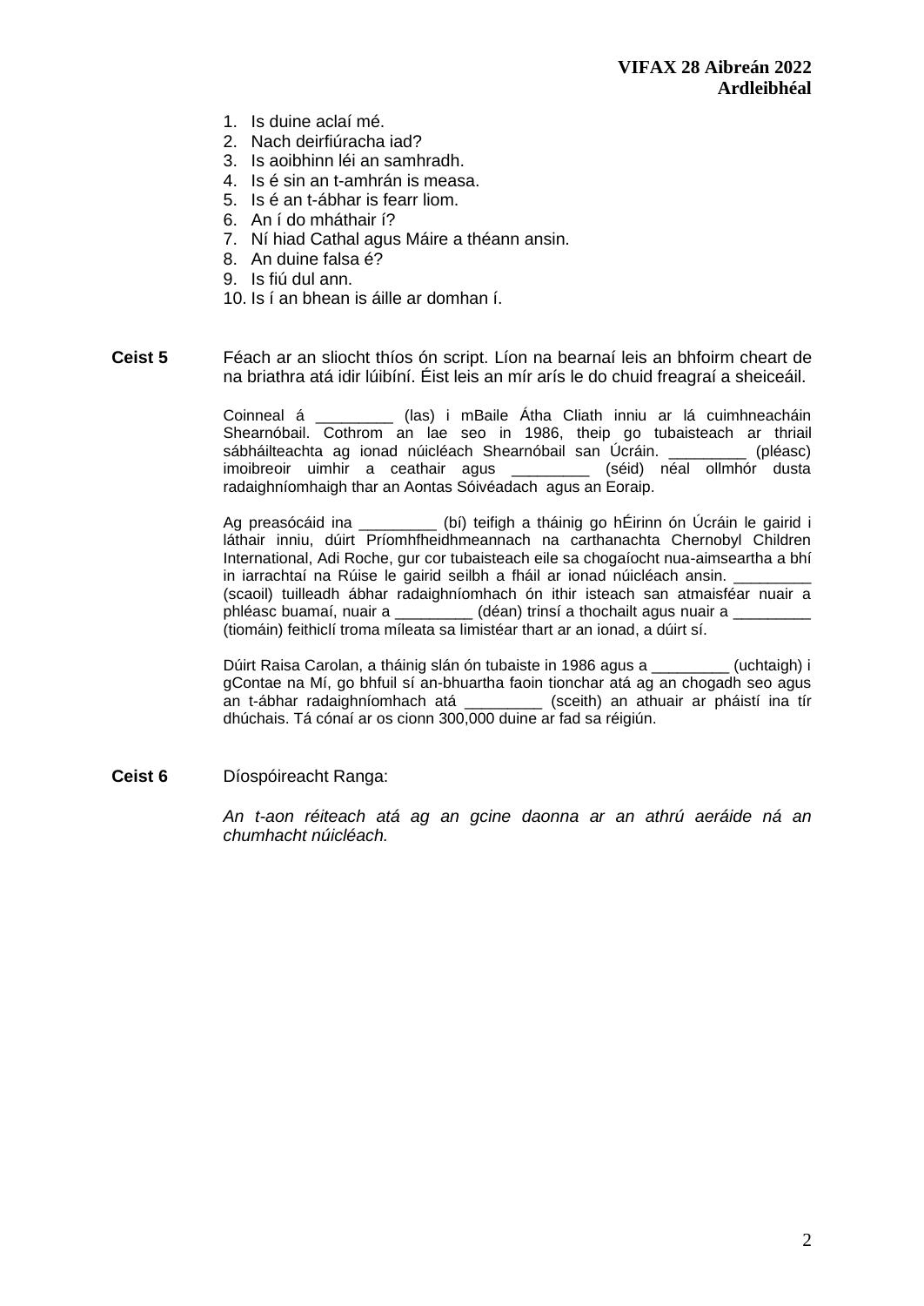1. Is duine aclaí mé.
2. Nach deirfiúracha iad?
3. Is aoibhinn léi an samhradh.
4. Is é sin an t-amhrán is measa.
5. Is é an t-ábhar is fearr liom.
6. An í do mháthair í?
7. Ní hiad Cathal agus Máire a théann ansin.
8. An duine falsa é?
9. Is fiú dul ann.
10. Is í an bhean is áille ar domhan í.

**Ceist 5** Féach ar an sliocht thíos ón script. Líon na bearnaí leis an bhfoirm cheart de na briathra atá idir lúibíní. Éist leis an mír arís le do chuid freagraí a sheiceáil.

Coinneal á _________ (las) i mBaile Átha Cliath inniu ar lá cuimhneacháin Shearnóbail. Cothrom an lae seo in 1986, theip go tubaisteach ar thriail sábháilteachta ag ionad núicléach Shearnóbail san Úcráin. _________ (pléasc) imoibreoir uimhir a ceathair agus _________ (séid) néal ollmhór dusta radaighníomhaigh thar an Aontas Sóivéadach agus an Eoraip.

Ag preasócáid ina _________ (bí) teifigh a tháinig go hÉirinn ón Úcráin le gairid i láthair inniu, dúirt Príomhfheidhmeannach na carthanachta Chernobyl Children International, Adi Roche, gur cor tubaisteach eile sa chogaíocht nua-aimseartha a bhí in iarrachtaí na Rúise le gairid seilbh a fháil ar ionad núicléach ansin. _________ (scaoil) tuilleadh ábhar radaighníomhach ón ithir isteach san atmaisféar nuair a phléasc buamaí, nuair a _________ (déan) trinsí a thochailt agus nuair a _________ (tiomáin) feithiclí troma míleata sa limistéar thart ar an ionad, a dúirt sí.

Dúirt Raisa Carolan, a tháinig slán ón tubaiste in 1986 agus a _________ (uchtaigh) i gContae na Mí, go bhfuil sí an-bhuartha faoin tionchar atá ag an chogadh seo agus an t-ábhar radaighníomhach atá _________ (sceith) an athuair ar pháistí ina tír dhúchais. Tá cónaí ar os cionn 300,000 duine ar fad sa réigiún.

**Ceist 6** Díospóireacht Ranga:

*An t-aon réiteach atá ag an gcine daonna ar an athrú aeráide ná an chumhacht núicléach.*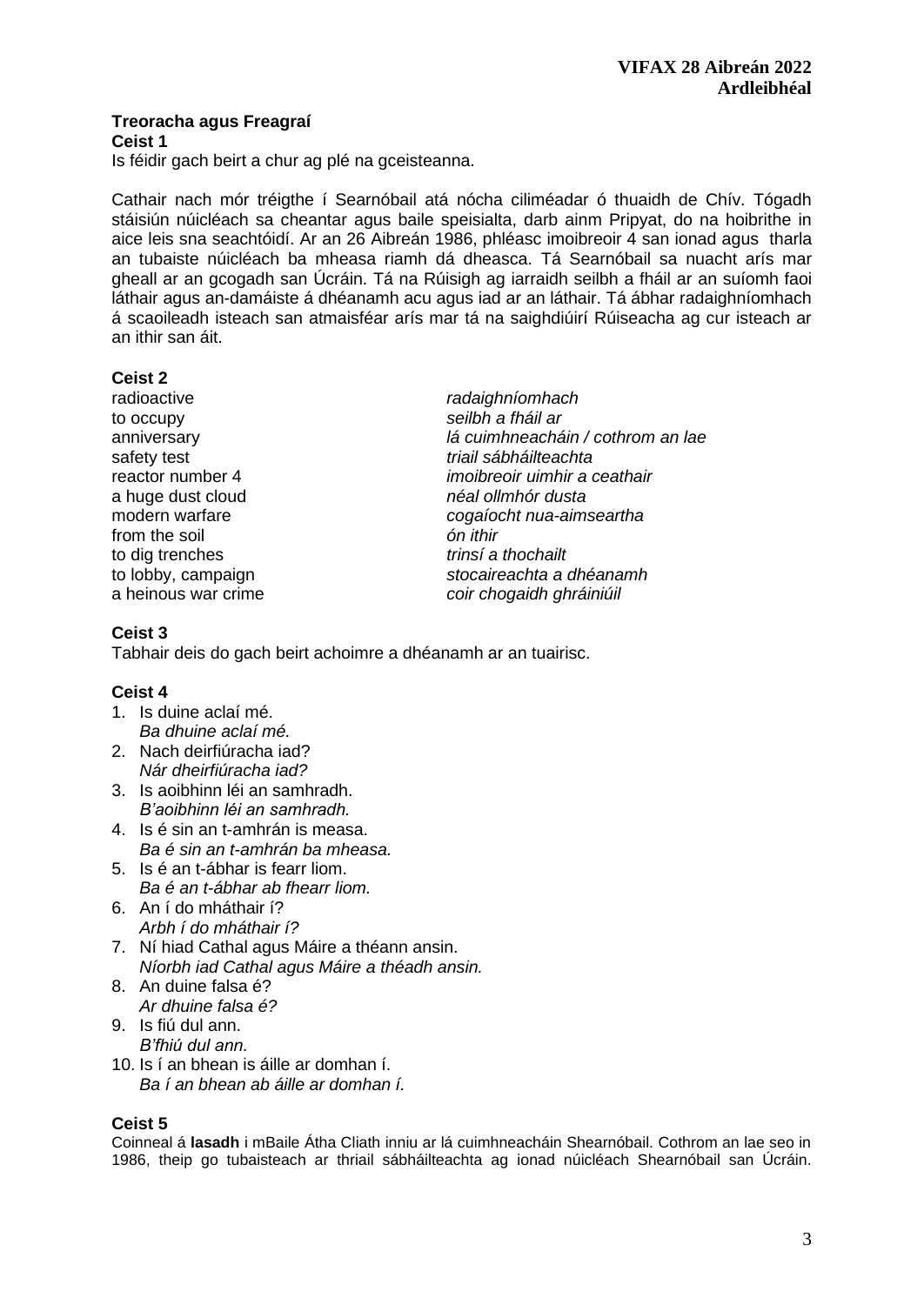**VIFAX 28 Aibreán 2022**
**Ardleibhéal**

**Treoracha agus Freagraí**

**Ceist 1**

Is féidir gach beirt a chur ag plé na gceisteanna.

Cathair nach mór tréigthe í Searnóbail atá nócha ciliméadar ó thuaidh de Chív. Tógadh stáisiún núicléach sa cheantar agus baile speisialta, darb ainm Pripyat, do na hoibrithe in aice leis sna seachtóidí. Ar an 26 Aibreán 1986, phléasc imoibreoir 4 san ionad agus tharla an tubaiste núicléach ba mheasa riamh dá dheasca. Tá Searnóbail sa nuacht arís mar gheall ar an gcogadh san Úcráin. Tá na Rúisigh ag iarraidh seilbh a fháil ar an suíomh faoi láthair agus an-damáiste á dhéanamh acu agus iad ar an láthair. Tá ábhar radaighníomhach á scaoileadh isteach san atmaisféar arís mar tá na saighdiúirí Rúiseacha ag cur isteach ar an ithir san áit.

**Ceist 2**

| | |
|---|---|
| radioactive | *radaighníomhach* |
| to occupy | *seilbh a fháil ar* |
| anniversary | *lá cuimhneacháin / cothrom an lae* |
| safety test | *triail sábháilteachta* |
| reactor number 4 | *imoibreoir uimhir a ceathair* |
| a huge dust cloud | *néal ollmhór dusta* |
| modern warfare | *cogaíocht nua-aimseartha* |
| from the soil | *ón ithir* |
| to dig trenches | *trinsí a thochailt* |
| to lobby, campaign | *stocaireachta a dhéanamh* |
| a heinous war crime | *coir chogaidh ghráiniúil* |

**Ceist 3**

Tabhair deis do gach beirt achoimre a dhéanamh ar an tuairisc.

**Ceist 4**

1. Is duine aclaí mé.
   *Ba dhuine aclaí mé.*
2. Nach deirfiúracha iad?
   *Nár dheirfiúracha iad?*
3. Is aoibhinn léi an samhradh.
   *B'aoibhinn léi an samhradh.*
4. Is é sin an t-amhrán is measa.
   *Ba é sin an t-amhrán ba mheasa.*
5. Is é an t-ábhar is fearr liom.
   *Ba é an t-ábhar ab fhearr liom.*
6. An í do mháthair í?
   *Arbh í do mháthair í?*
7. Ní hiad Cathal agus Máire a théann ansin.
   *Níorbh iad Cathal agus Máire a théadh ansin.*
8. An duine falsa é?
   *Ar dhuine falsa é?*
9. Is fiú dul ann.
   *B'fhiú dul ann.*
10. Is í an bhean is áille ar domhan í.
    *Ba í an bhean ab áille ar domhan í.*

**Ceist 5**

Coinneal á **lasadh** i mBaile Átha Cliath inniu ar lá cuimhneacháin Shearnóbail. Cothrom an lae seo in 1986, theip go tubaisteach ar thriail sábháilteachta ag ionad núicléach Shearnóbail san Úcráin.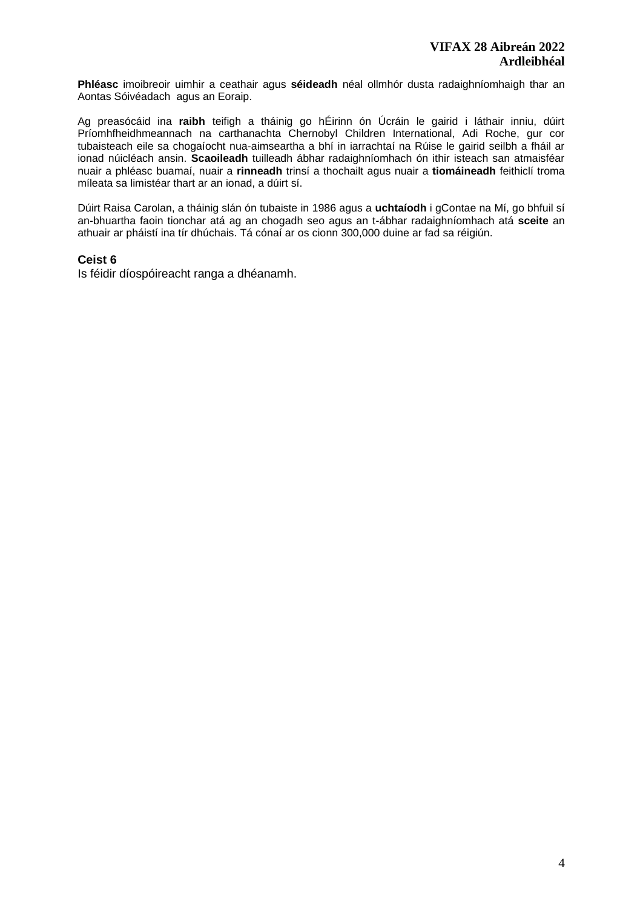**Phléasc** imoibreoir uimhir a ceathair agus **séideadh** néal ollmhór dusta radaighníomhaigh thar an Aontas Sóivéadach agus an Eoraip.

Ag preasócáid ina **raibh** teifigh a tháinig go hÉirinn ón Úcráin le gairid i láthair inniu, dúirt Príomhfheidhmeannach na carthanachta Chernobyl Children International, Adi Roche, gur cor tubaisteach eile sa chogaíocht nua-aimseartha a bhí in iarrachtaí na Rúise le gairid seilbh a fháil ar ionad núicléach ansin. **Scaoileadh** tuilleadh ábhar radaighníomhach ón ithir isteach san atmaisféar nuair a phléasc buamaí, nuair a **rinneadh** trinsí a thochailt agus nuair a **tiomáineadh** feithiclí troma míleata sa limistéar thart ar an ionad, a dúirt sí.

Dúirt Raisa Carolan, a tháinig slán ón tubaiste in 1986 agus a **uchtaíodh** i gContae na Mí, go bhfuil sí an-bhuartha faoin tionchar atá ag an chogadh seo agus an t-ábhar radaighníomhach atá **sceite** an athuair ar pháistí ina tír dhúchais. Tá cónaí ar os cionn 300,000 duine ar fad sa réigiún.

### Ceist 6

Is féidir díospóireacht ranga a dhéanamh.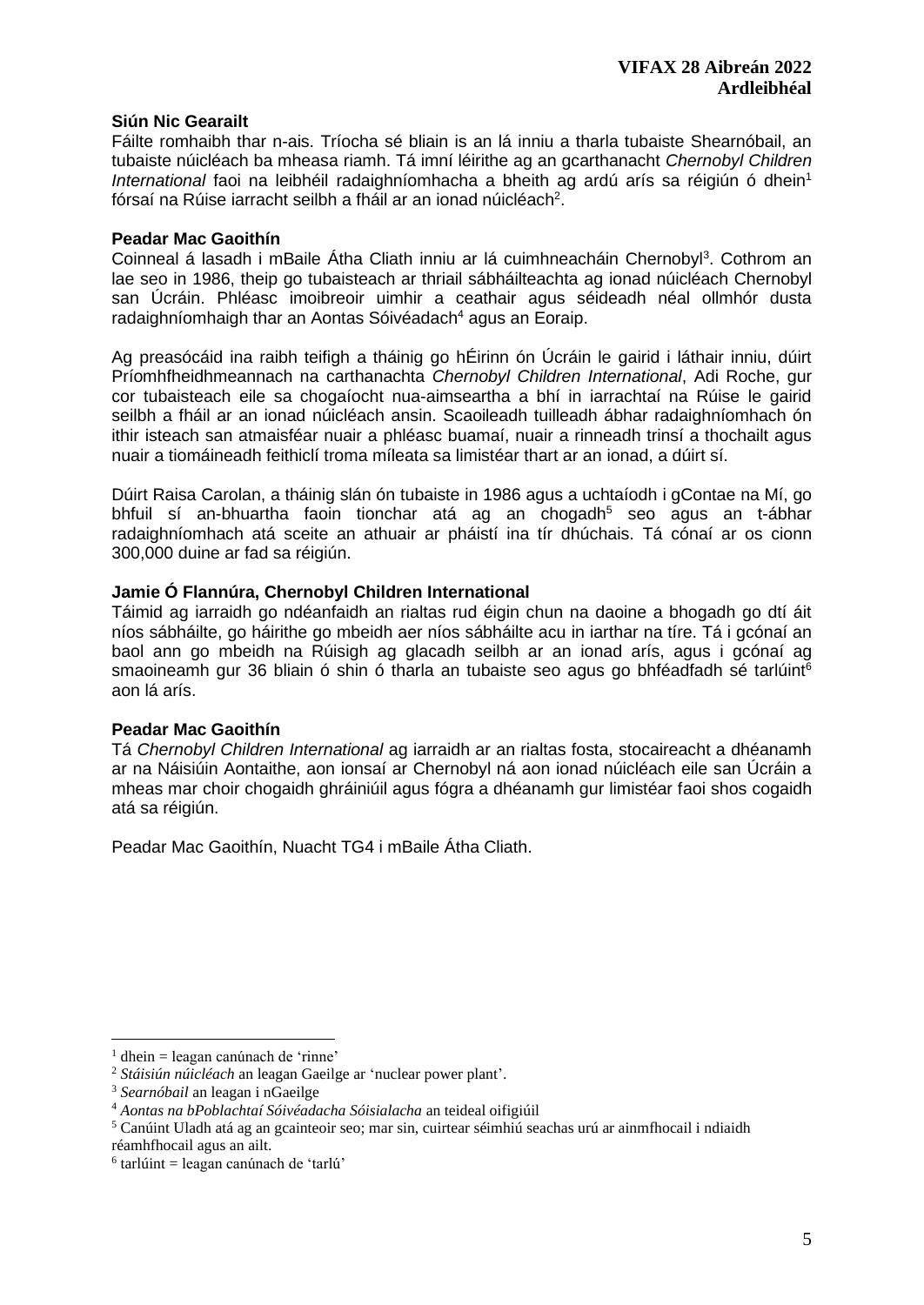**VIFAX 28 Aibreán 2022**
**Ardleibhéal**

**Siún Nic Gearailt**
Fáilte romhaibh thar n-ais. Tríocha sé bliain is an lá inniu a tharla tubaiste Shearnóbail, an tubaiste núicléach ba mheasa riamh. Tá imní léirithe ag an gcarthanacht *Chernobyl Children International* faoi na leibhéil radaighníomhacha a bheith ag ardú arís sa réigiún ó dhein[1] fórsaí na Rúise iarracht seilbh a fháil ar an ionad núicléach[2].

**Peadar Mac Gaoithín**
Coinneal á lasadh i mBaile Átha Cliath inniu ar lá cuimhneacháin Chernobyl[3]. Cothrom an lae seo in 1986, theip go tubaisteach ar thriail sábháilteachta ag ionad núicléach Chernobyl san Úcráin. Phléasc imoibreoir uimhir a ceathair agus séideadh néal ollmhór dusta radaighníomhaigh thar an Aontas Sóivéadach[4] agus an Eoraip.

Ag preasócáid ina raibh teifigh a tháinig go hÉirinn ón Úcráin le gairid i láthair inniu, dúirt Príomhfheidhmeannach na carthanachta *Chernobyl Children International*, Adi Roche, gur cor tubaisteach eile sa chogaíocht nua-aimseartha a bhí in iarrachtaí na Rúise le gairid seilbh a fháil ar an ionad núicléach ansin. Scaoileadh tuilleadh ábhar radaighníomhach ón ithir isteach san atmaisféar nuair a phléasc buamaí, nuair a rinneadh trinsí a thochailt agus nuair a tiomáineadh feithiclí troma míleata sa limistéar thart ar an ionad, a dúirt sí.

Dúirt Raisa Carolan, a tháinig slán ón tubaiste in 1986 agus a uchtaíodh i gContae na Mí, go bhfuil sí an-bhuartha faoin tionchar atá ag an chogadh[5] seo agus an t-ábhar radaighníomhach atá sceite an athuair ar pháistí ina tír dhúchais. Tá cónaí ar os cionn 300,000 duine ar fad sa réigiún.

**Jamie Ó Flannúra, Chernobyl Children International**
Táimid ag iarraidh go ndéanfaidh an rialtas rud éigin chun na daoine a bhogadh go dtí áit níos sábháilte, go háirithe go mbeidh aer níos sábháilte acu in iarthar na tíre. Tá i gcónaí an baol ann go mbeidh na Rúisigh ag glacadh seilbh ar an ionad arís, agus i gcónaí ag smaoineamh gur 36 bliain ó shin ó tharla an tubaiste seo agus go bhféadfadh sé tarlúint[6] aon lá arís.

**Peadar Mac Gaoithín**
Tá *Chernobyl Children International* ag iarraidh ar an rialtas fosta, stocaireacht a dhéanamh ar na Náisiúin Aontaithe, aon ionsaí ar Chernobyl ná aon ionad núicléach eile san Úcráin a mheas mar choir chogaidh ghráiniúil agus fógra a dhéanamh gur limistéar faoi shos cogaidh atá sa réigiún.

Peadar Mac Gaoithín, Nuacht TG4 i mBaile Átha Cliath.

---

[1] dhein = leagan canúnach de 'rinne'
[2] *Stáisiún núicléach* an leagan Gaeilge ar 'nuclear power plant'.
[3] *Searnóbail* an leagan i nGaeilge
[4] *Aontas na bPoblachtaí Sóivéadacha Sóisialacha* an teideal oifigiúil
[5] Canúint Uladh atá ag an gcainteoir seo; mar sin, cuirtear séimhiú seachas urú ar ainmfhocail i ndiaidh réamhfhocail agus an ailt.
[6] tarlúint = leagan canúnach de 'tarlú'